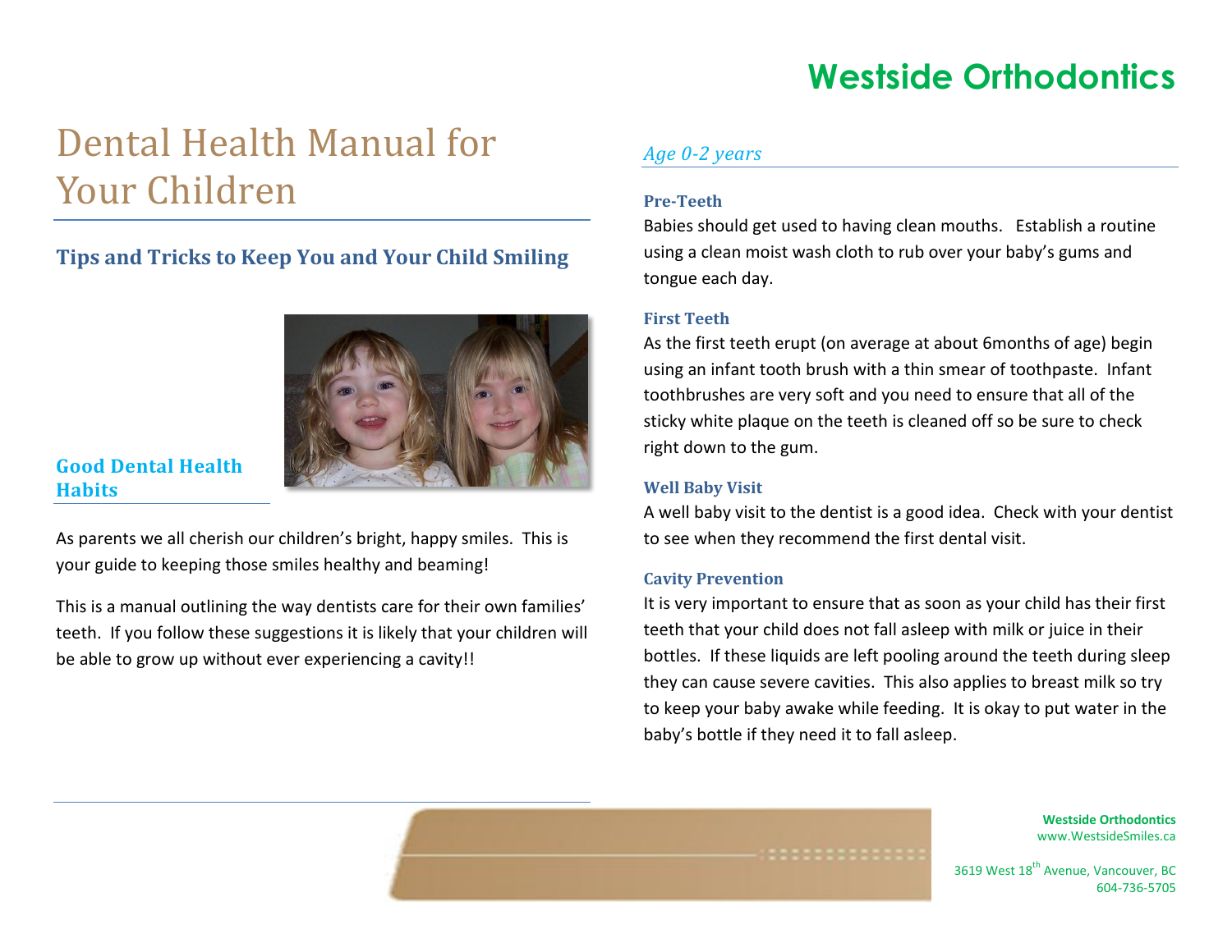# Westside Orthodontics

# Dental Health Manual for Your Children

## Tips and Tricks to Keep You and Your Child Smiling

### Good Dental Health Habits

As parents we all cherish our children's bright, happy smiles. This is your guide to keeping those smiles healthy and beaming!

This is a manual outlining the way dentists care for their own families' teeth. If you follow these suggestions it is likely that your children will be able to grow up without ever experiencing a cavity!!

### *Age 0-2 years*

#### Pre-Teeth

Babies should get used to having clean mouths. Establish a routine using a clean moist wash cloth to rub over your baby's gums and tongue each day.

#### First Teeth

As the first teeth erupt (on average at about 6months of age) begin using an infant tooth brush with a thin smear of toothpaste. Infant toothbrushes are very soft and you need to ensure that all of the sticky white plaque on the teeth is cleaned off so be sure to check right down to the gum.

#### Well Baby Visit

A well baby visit to the dentist is a good idea. Check with your dentist to see when they recommend the first dental visit.

#### Cavity Prevention

It is very important to ensure that as soon as your child has their first teeth that your child does not fall asleep with milk or juice in their bottles. If these liquids are left pooling around the teeth during sleep they can cause severe cavities. This also applies to breast milk so try to keep your baby awake while feeding. It is okay to put water in the baby's bottle if they need it to fall asleep.

**Westside Orthodontics**
www.WestsideSmiles.ca

3619 West 18th Avenue, Vancouver, BC
604-736-5705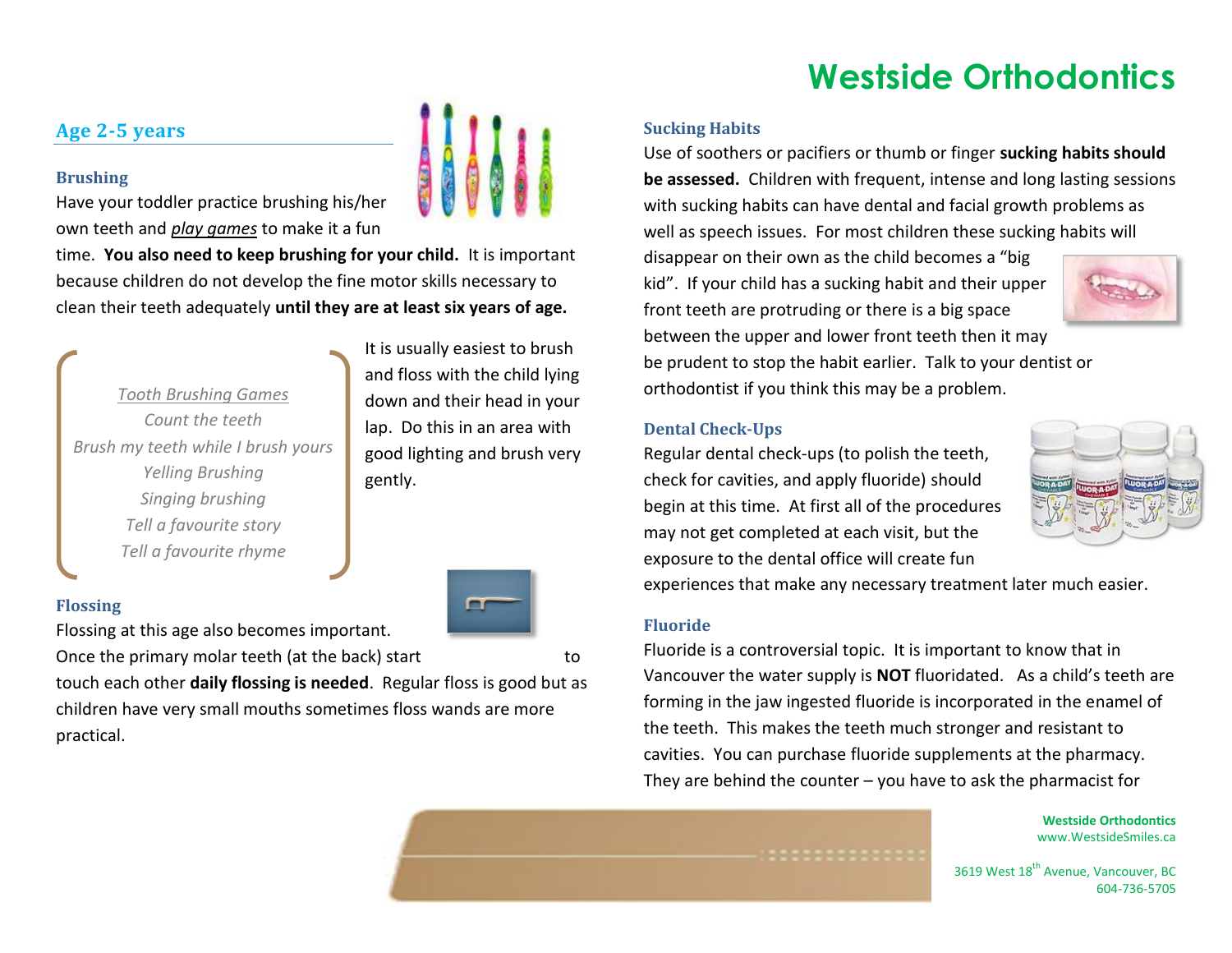# Westside Orthodontics

## Age 2-5 years

### Brushing

Have your toddler practice brushing his/her own teeth and *play games* to make it a fun time. **You also need to keep brushing for your child.** It is important because children do not develop the fine motor skills necessary to clean their teeth adequately **until they are at least six years of age.**

*Tooth Brushing Games*
*Count the teeth*
*Brush my teeth while I brush yours*
*Yelling Brushing*
*Singing brushing*
*Tell a favourite story*
*Tell a favourite rhyme*

It is usually easiest to brush and floss with the child lying down and their head in your lap. Do this in an area with good lighting and brush very gently.

### Flossing

Flossing at this age also becomes important. Once the primary molar teeth (at the back) start to touch each other **daily flossing is needed**. Regular floss is good but as children have very small mouths sometimes floss wands are more practical.

### Sucking Habits

Use of soothers or pacifiers or thumb or finger **sucking habits should be assessed.** Children with frequent, intense and long lasting sessions with sucking habits can have dental and facial growth problems as well as speech issues. For most children these sucking habits will disappear on their own as the child becomes a "big kid". If your child has a sucking habit and their upper front teeth are protruding or there is a big space between the upper and lower front teeth then it may be prudent to stop the habit earlier. Talk to your dentist or orthodontist if you think this may be a problem.

### Dental Check-Ups

Regular dental check-ups (to polish the teeth, check for cavities, and apply fluoride) should begin at this time. At first all of the procedures may not get completed at each visit, but the exposure to the dental office will create fun experiences that make any necessary treatment later much easier.

### Fluoride

Fluoride is a controversial topic. It is important to know that in Vancouver the water supply is **NOT** fluoridated. As a child's teeth are forming in the jaw ingested fluoride is incorporated in the enamel of the teeth. This makes the teeth much stronger and resistant to cavities. You can purchase fluoride supplements at the pharmacy. They are behind the counter – you have to ask the pharmacist for

**Westside Orthodontics**
www.WestsideSmiles.ca

3619 West 18th Avenue, Vancouver, BC
604-736-5705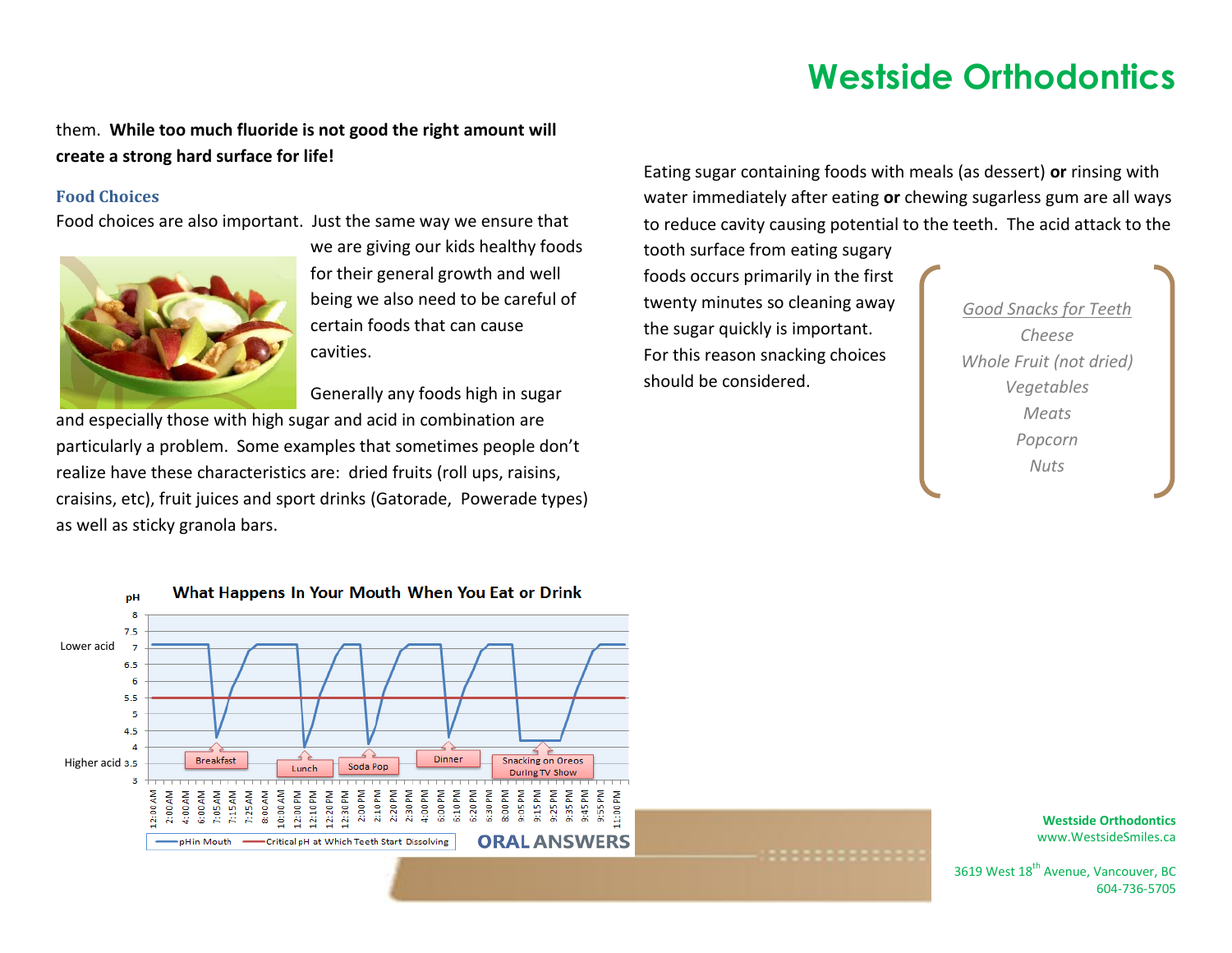them. **While too much fluoride is not good the right amount will create a strong hard surface for life!**

### Food Choices

Food choices are also important. Just the same way we ensure that we are giving our kids healthy foods for their general growth and well being we also need to be careful of certain foods that can cause cavities.

Generally any foods high in sugar and especially those with high sugar and acid in combination are particularly a problem. Some examples that sometimes people don't realize have these characteristics are: dried fruits (roll ups, raisins, craisins, etc), fruit juices and sport drinks (Gatorade, Powerade types) as well as sticky granola bars.

**What Happens In Your Mouth When You Eat or Drink**

pH

Lower acid

Higher acid

Breakfast · Lunch · Soda Pop · Dinner · Snacking on Oreos During TV Show

pHin Mouth — Critical pH at Which Teeth Start Dissolving

ORAL ANSWERS

Eating sugar containing foods with meals (as dessert) **or** rinsing with water immediately after eating **or** chewing sugarless gum are all ways to reduce cavity causing potential to the teeth. The acid attack to the tooth surface from eating sugary foods occurs primarily in the first twenty minutes so cleaning away the sugar quickly is important. For this reason snacking choices should be considered.

*Good Snacks for Teeth*
*Cheese*
*Whole Fruit (not dried)*
*Vegetables*
*Meats*
*Popcorn*
*Nuts*

**Westside Orthodontics**
www.WestsideSmiles.ca

3619 West 18th Avenue, Vancouver, BC
604-736-5705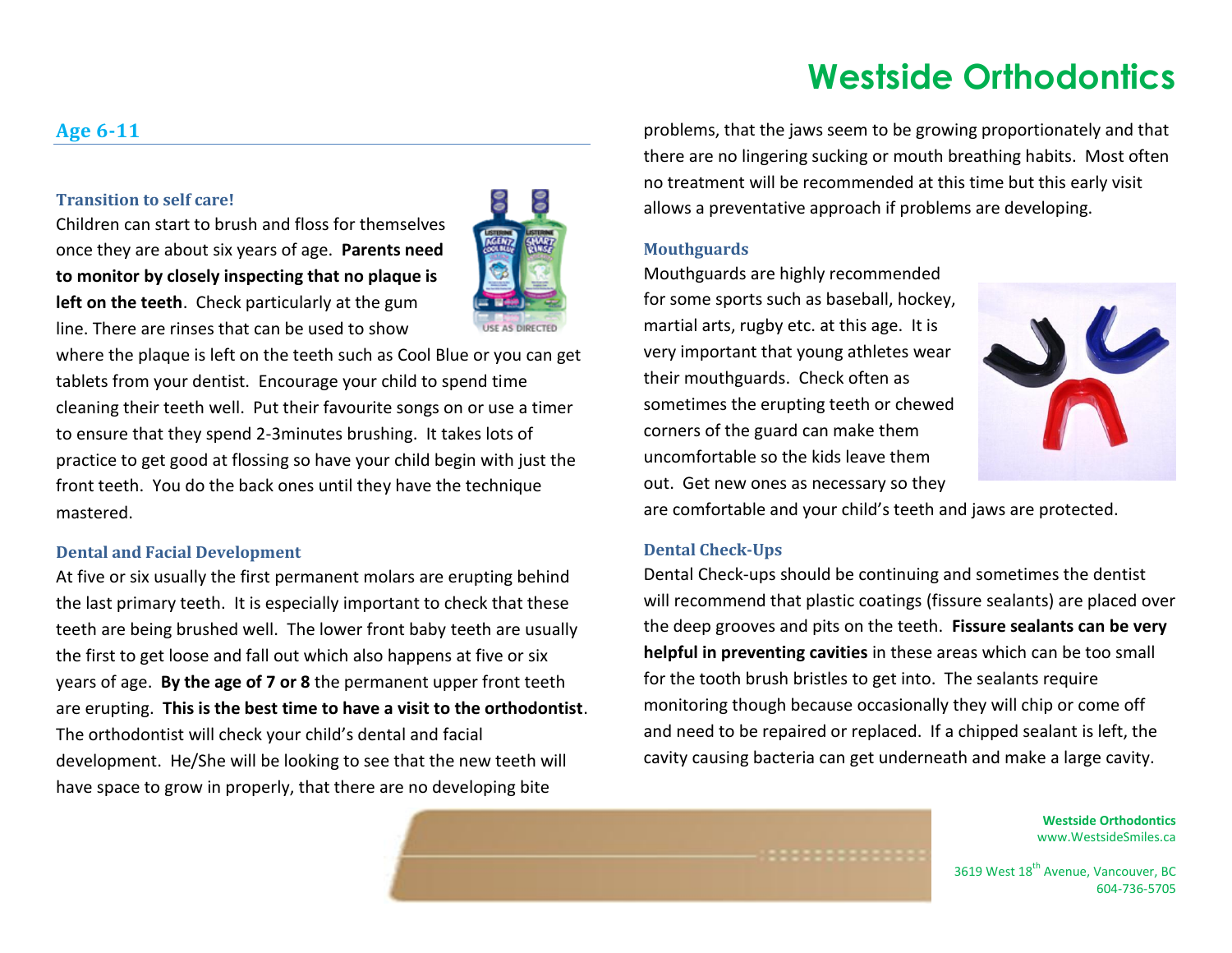# Westside Orthodontics

## Age 6-11

### Transition to self care!

Children can start to brush and floss for themselves once they are about six years of age. **Parents need to monitor by closely inspecting that no plaque is left on the teeth**. Check particularly at the gum line. There are rinses that can be used to show where the plaque is left on the teeth such as Cool Blue or you can get tablets from your dentist. Encourage your child to spend time cleaning their teeth well. Put their favourite songs on or use a timer to ensure that they spend 2-3minutes brushing. It takes lots of practice to get good at flossing so have your child begin with just the front teeth. You do the back ones until they have the technique mastered.

### Dental and Facial Development

At five or six usually the first permanent molars are erupting behind the last primary teeth. It is especially important to check that these teeth are being brushed well. The lower front baby teeth are usually the first to get loose and fall out which also happens at five or six years of age. **By the age of 7 or 8** the permanent upper front teeth are erupting. **This is the best time to have a visit to the orthodontist**. The orthodontist will check your child's dental and facial development. He/She will be looking to see that the new teeth will have space to grow in properly, that there are no developing bite problems, that the jaws seem to be growing proportionately and that there are no lingering sucking or mouth breathing habits. Most often no treatment will be recommended at this time but this early visit allows a preventative approach if problems are developing.

### Mouthguards

Mouthguards are highly recommended for some sports such as baseball, hockey, martial arts, rugby etc. at this age. It is very important that young athletes wear their mouthguards. Check often as sometimes the erupting teeth or chewed corners of the guard can make them uncomfortable so the kids leave them out. Get new ones as necessary so they are comfortable and your child's teeth and jaws are protected.

### Dental Check-Ups

Dental Check-ups should be continuing and sometimes the dentist will recommend that plastic coatings (fissure sealants) are placed over the deep grooves and pits on the teeth. **Fissure sealants can be very helpful in preventing cavities** in these areas which can be too small for the tooth brush bristles to get into. The sealants require monitoring though because occasionally they will chip or come off and need to be repaired or replaced. If a chipped sealant is left, the cavity causing bacteria can get underneath and make a large cavity.

**Westside Orthodontics**
www.WestsideSmiles.ca

3619 West 18th Avenue, Vancouver, BC
604-736-5705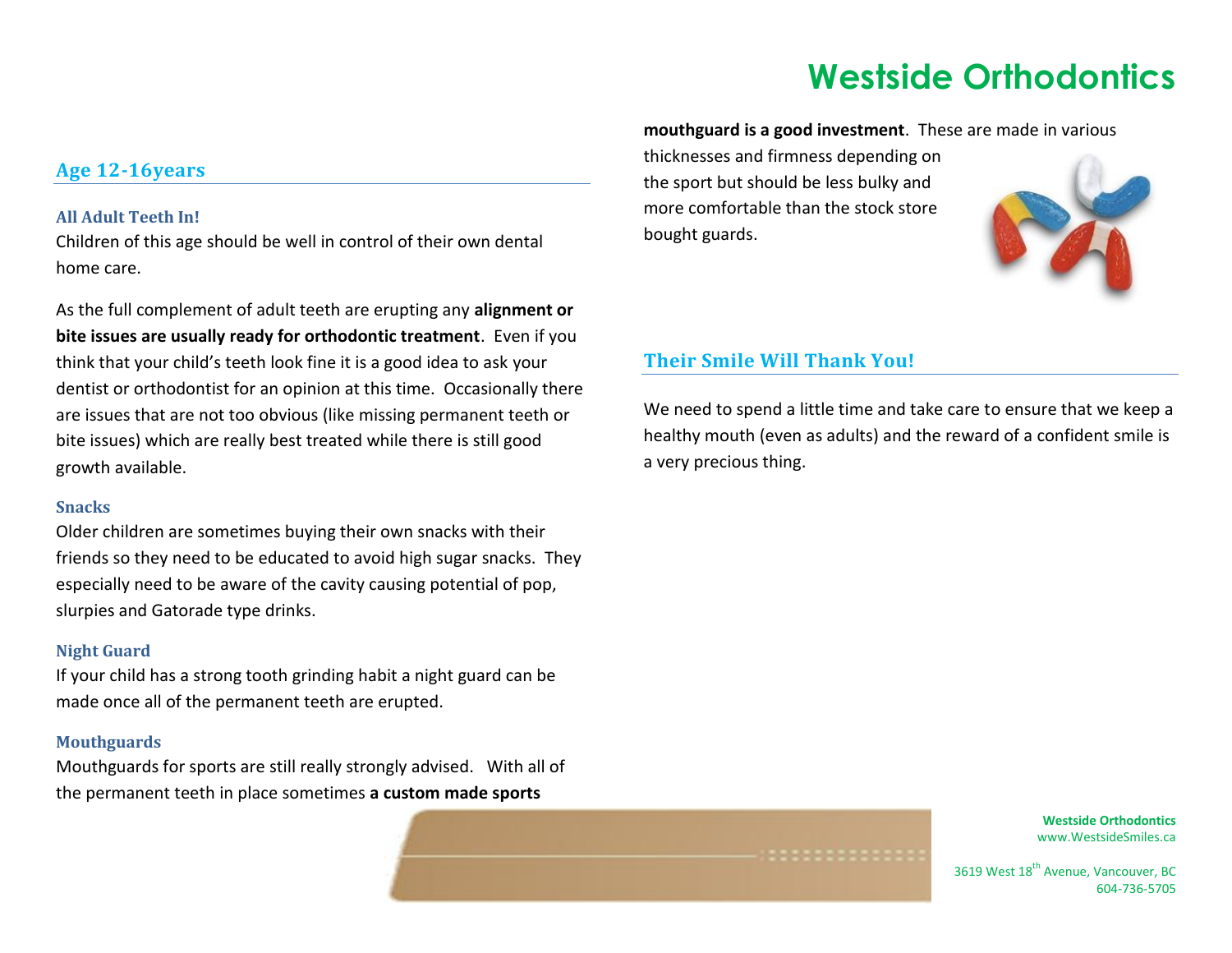# Westside Orthodontics

## Age 12-16years

### All Adult Teeth In!

Children of this age should be well in control of their own dental home care.

As the full complement of adult teeth are erupting any **alignment or bite issues are usually ready for orthodontic treatment**. Even if you think that your child's teeth look fine it is a good idea to ask your dentist or orthodontist for an opinion at this time. Occasionally there are issues that are not too obvious (like missing permanent teeth or bite issues) which are really best treated while there is still good growth available.

### Snacks

Older children are sometimes buying their own snacks with their friends so they need to be educated to avoid high sugar snacks. They especially need to be aware of the cavity causing potential of pop, slurpies and Gatorade type drinks.

### Night Guard

If your child has a strong tooth grinding habit a night guard can be made once all of the permanent teeth are erupted.

### Mouthguards

Mouthguards for sports are still really strongly advised. With all of the permanent teeth in place sometimes **a custom made sports mouthguard is a good investment**. These are made in various thicknesses and firmness depending on the sport but should be less bulky and more comfortable than the stock store bought guards.

## Their Smile Will Thank You!

We need to spend a little time and take care to ensure that we keep a healthy mouth (even as adults) and the reward of a confident smile is a very precious thing.

**Westside Orthodontics**
www.WestsideSmiles.ca

3619 West 18th Avenue, Vancouver, BC
604-736-5705